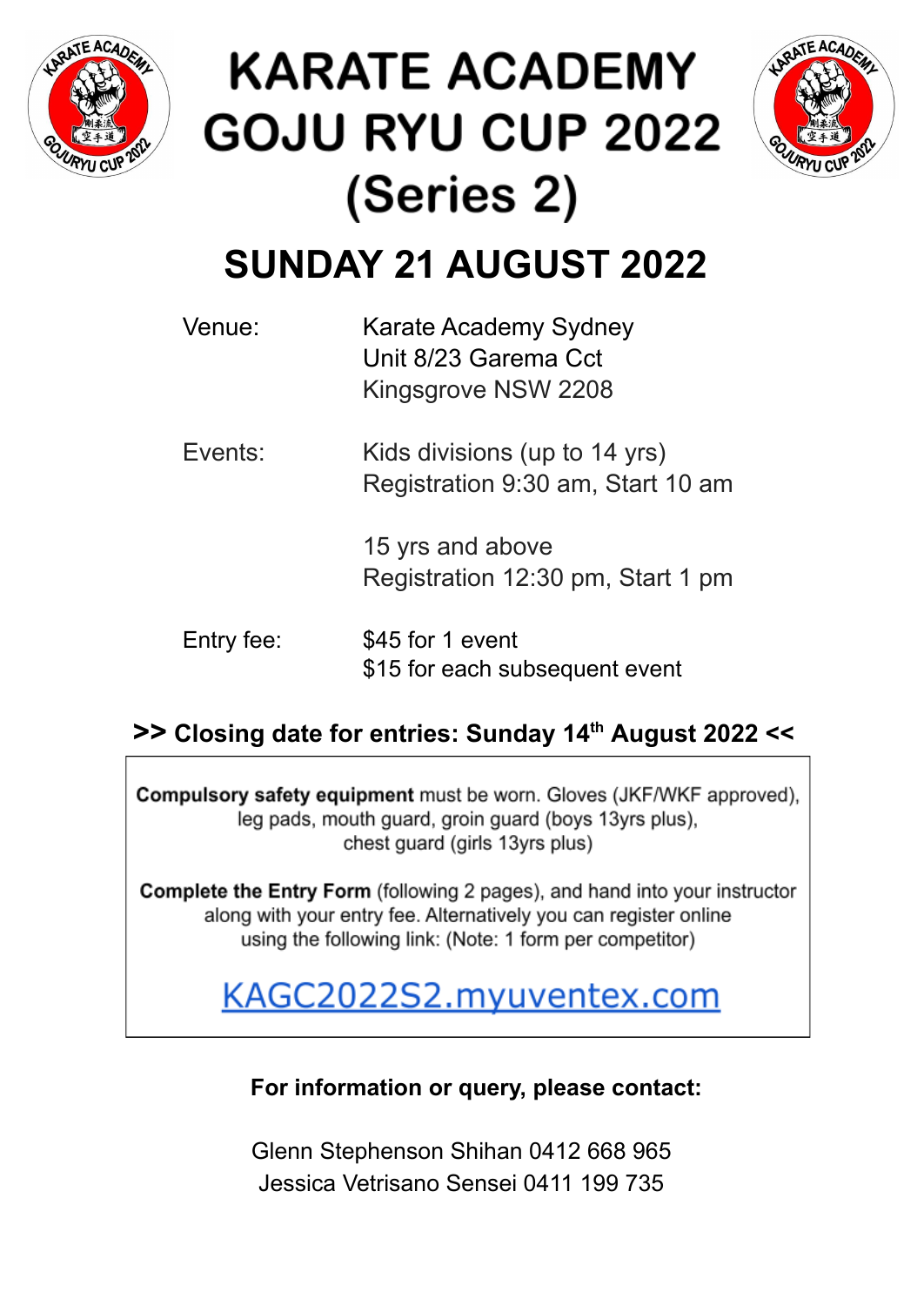# KARATE ACADEMY GOJU RYU CUP 2022 (Series 2)

## SUNDAY 21 AUGUST 2022

| | |
|---|---|
| Venue: | Karate Academy Sydney<br>Unit 8/23 Garema Cct<br>Kingsgrove NSW 2208 |
| Events: | Kids divisions (up to 14 yrs)<br>Registration 9:30 am, Start 10 am<br><br>15 yrs and above<br>Registration 12:30 pm, Start 1 pm |
| Entry fee: | $45 for 1 event<br>$15 for each subsequent event |

**>> Closing date for entries: Sunday 14th August 2022 <<**

**Compulsory safety equipment** must be worn. Gloves (JKF/WKF approved), leg pads, mouth guard, groin guard (boys 13yrs plus), chest guard (girls 13yrs plus)

**Complete the Entry Form** (following 2 pages), and hand into your instructor along with your entry fee. Alternatively you can register online using the following link: (Note: 1 form per competitor)

KAGC2022S2.myuventex.com

**For information or query, please contact:**

Glenn Stephenson Shihan 0412 668 965
Jessica Vetrisano Sensei 0411 199 735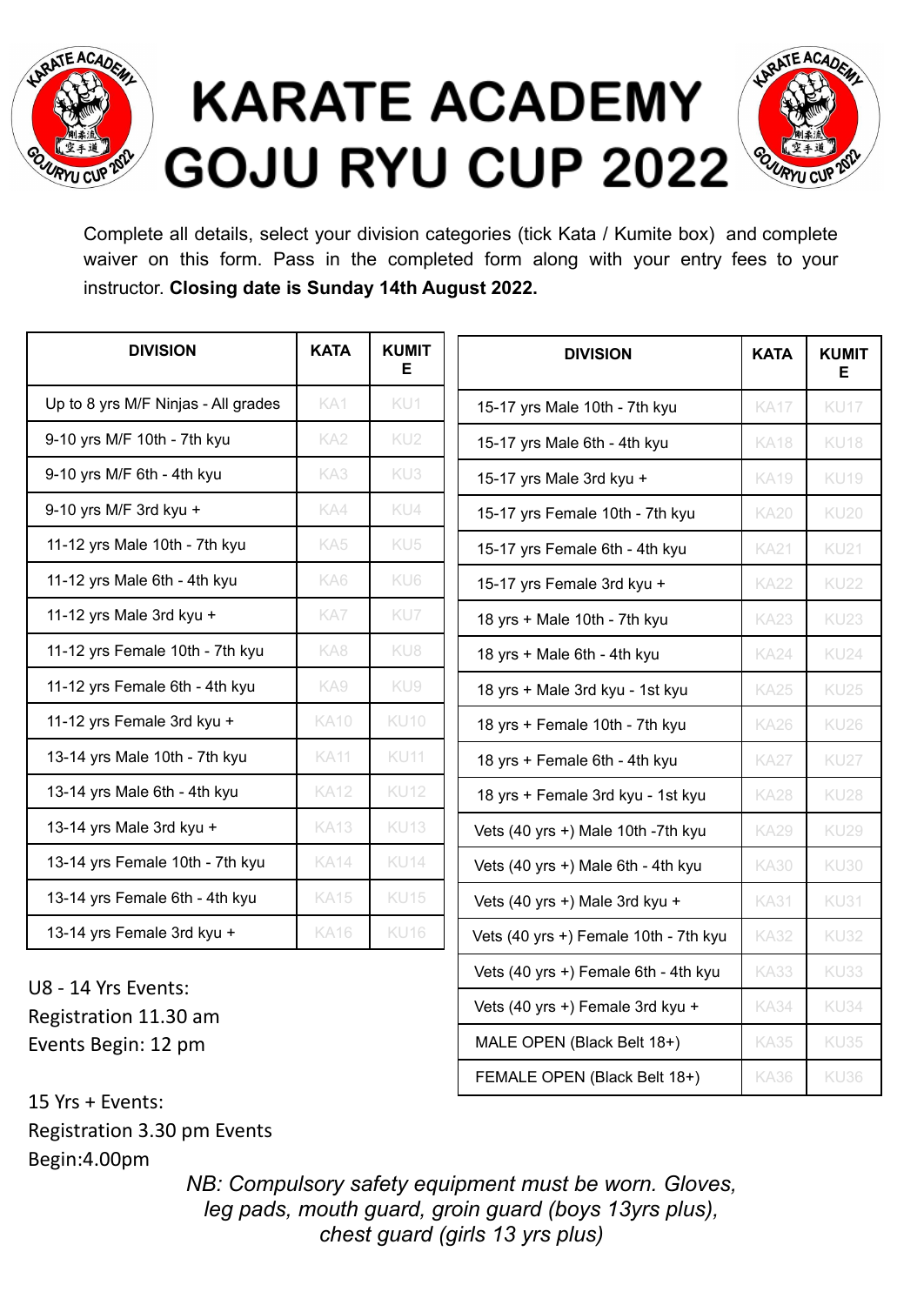# KARATE ACADEMY GOJU RYU CUP 2022

Complete all details, select your division categories (tick Kata / Kumite box) and complete waiver on this form. Pass in the completed form along with your entry fees to your instructor. **Closing date is Sunday 14th August 2022.**

| DIVISION | KATA | KUMITE |
|---|---|---|
| Up to 8 yrs M/F Ninjas - All grades | KA1 | KU1 |
| 9-10 yrs M/F 10th - 7th kyu | KA2 | KU2 |
| 9-10 yrs M/F 6th - 4th kyu | KA3 | KU3 |
| 9-10 yrs M/F 3rd kyu + | KA4 | KU4 |
| 11-12 yrs Male 10th - 7th kyu | KA5 | KU5 |
| 11-12 yrs Male 6th - 4th kyu | KA6 | KU6 |
| 11-12 yrs Male 3rd kyu + | KA7 | KU7 |
| 11-12 yrs Female 10th - 7th kyu | KA8 | KU8 |
| 11-12 yrs Female 6th - 4th kyu | KA9 | KU9 |
| 11-12 yrs Female 3rd kyu + | KA10 | KU10 |
| 13-14 yrs Male 10th - 7th kyu | KA11 | KU11 |
| 13-14 yrs Male 6th - 4th kyu | KA12 | KU12 |
| 13-14 yrs Male 3rd kyu + | KA13 | KU13 |
| 13-14 yrs Female 10th - 7th kyu | KA14 | KU14 |
| 13-14 yrs Female 6th - 4th kyu | KA15 | KU15 |
| 13-14 yrs Female 3rd kyu + | KA16 | KU16 |

| DIVISION | KATA | KUMITE |
|---|---|---|
| 15-17 yrs Male 10th - 7th kyu | KA17 | KU17 |
| 15-17 yrs Male 6th - 4th kyu | KA18 | KU18 |
| 15-17 yrs Male 3rd kyu + | KA19 | KU19 |
| 15-17 yrs Female 10th - 7th kyu | KA20 | KU20 |
| 15-17 yrs Female 6th - 4th kyu | KA21 | KU21 |
| 15-17 yrs Female 3rd kyu + | KA22 | KU22 |
| 18 yrs + Male 10th - 7th kyu | KA23 | KU23 |
| 18 yrs + Male 6th - 4th kyu | KA24 | KU24 |
| 18 yrs + Male 3rd kyu - 1st kyu | KA25 | KU25 |
| 18 yrs + Female 10th - 7th kyu | KA26 | KU26 |
| 18 yrs + Female 6th - 4th kyu | KA27 | KU27 |
| 18 yrs + Female 3rd kyu - 1st kyu | KA28 | KU28 |
| Vets (40 yrs +) Male 10th -7th kyu | KA29 | KU29 |
| Vets (40 yrs +) Male 6th - 4th kyu | KA30 | KU30 |
| Vets (40 yrs +) Male 3rd kyu + | KA31 | KU31 |
| Vets (40 yrs +) Female 10th - 7th kyu | KA32 | KU32 |
| Vets (40 yrs +) Female 6th - 4th kyu | KA33 | KU33 |
| Vets (40 yrs +) Female 3rd kyu + | KA34 | KU34 |
| MALE OPEN (Black Belt 18+) | KA35 | KU35 |
| FEMALE OPEN (Black Belt 18+) | KA36 | KU36 |

U8 - 14 Yrs Events:
Registration 11.30 am
Events Begin: 12 pm

15 Yrs + Events:
Registration 3.30 pm Events Begin:4.00pm

*NB: Compulsory safety equipment must be worn. Gloves, leg pads, mouth guard, groin guard (boys 13yrs plus), chest guard (girls 13 yrs plus)*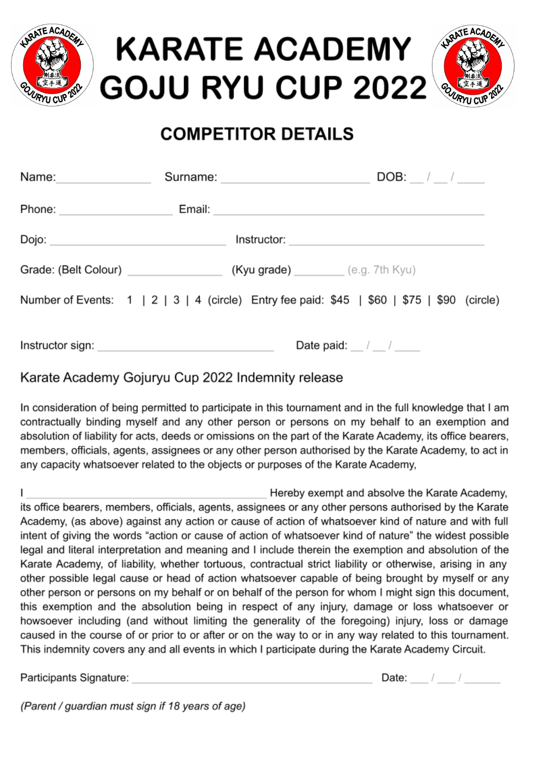# KARATE ACADEMY GOJU RYU CUP 2022

## COMPETITOR DETAILS

Name:________________ Surname: _________________________ DOB: __ / __ / ____

Phone: ___________________ Email: _____________________________________________

Dojo: ______________________________ Instructor: _________________________________

Grade: (Belt Colour) ________________ (Kyu grade) _________ (e.g. 7th Kyu)

Number of Events: 1 | 2 | 3 | 4 (circle) Entry fee paid: $45 | $60 | $75 | $90 (circle)

Instructor sign: ______________________________ Date paid: __ / __ / ____

### Karate Academy Gojuryu Cup 2022 Indemnity release

In consideration of being permitted to participate in this tournament and in the full knowledge that I am contractually binding myself and any other person or persons on my behalf to an exemption and absolution of liability for acts, deeds or omissions on the part of the Karate Academy, its office bearers, members, officials, agents, assignees or any other person authorised by the Karate Academy, to act in any capacity whatsoever related to the objects or purposes of the Karate Academy,

I ________________________________________ Hereby exempt and absolve the Karate Academy, its office bearers, members, officials, agents, assignees or any other persons authorised by the Karate Academy, (as above) against any action or cause of action of whatsoever kind of nature and with full intent of giving the words "action or cause of action of whatsoever kind of nature" the widest possible legal and literal interpretation and meaning and I include therein the exemption and absolution of the Karate Academy, of liability, whether tortuous, contractual strict liability or otherwise, arising in any other possible legal cause or head of action whatsoever capable of being brought by myself or any other person or persons on my behalf or on behalf of the person for whom I might sign this document, this exemption and the absolution being in respect of any injury, damage or loss whatsoever or howsoever including (and without limiting the generality of the foregoing) injury, loss or damage caused in the course of or prior to or after or on the way to or in any way related to this tournament. This indemnity covers any and all events in which I participate during the Karate Academy Circuit.

Participants Signature: ________________________________________ Date: ___ / ___ / ______

*(Parent / guardian must sign if 18 years of age)*